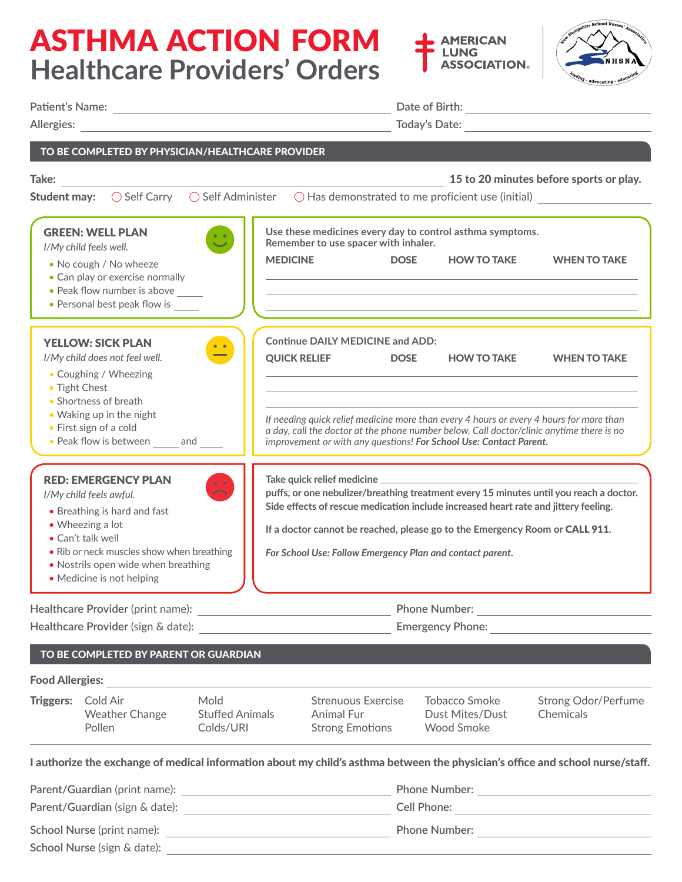# ASTHMA ACTION FORM
## Healthcare Providers' Orders

AMERICAN LUNG ASSOCIATION.

Patient's Name: ______________________ Date of Birth: ______________________

Allergies: ______________________ Today's Date: ______________________

**TO BE COMPLETED BY PHYSICIAN/HEALTHCARE PROVIDER**

**Take:** ______________________ **15 to 20 minutes before sports or play.**

**Student may:** ◯ Self Carry ◯ Self Administer ◯ Has demonstrated to me proficient use (initial) __________

### GREEN: WELL PLAN

*I/My child feels well.*

- No cough / No wheeze
- Can play or exercise normally
- Peak flow number is above _____
- Personal best peak flow is _____

**Use these medicines every day to control asthma symptoms.**
**Remember to use spacer with inhaler.**

| MEDICINE | DOSE | HOW TO TAKE | WHEN TO TAKE |
|---|---|---|---|
| | | | |
| | | | |
| | | | |

### YELLOW: SICK PLAN

*I/My child does not feel well.*

- Coughing / Wheezing
- Tight Chest
- Shortness of breath
- Waking up in the night
- First sign of a cold
- Peak flow is between _____ and _____

Continue DAILY MEDICINE and ADD:

| QUICK RELIEF | DOSE | HOW TO TAKE | WHEN TO TAKE |
|---|---|---|---|
| | | | |
| | | | |
| | | | |

*If needing quick relief medicine more than every 4 hours or every 4 hours for more than a day, call the doctor at the phone number below. Call doctor/clinic anytime there is no improvement or with any questions!* ***For School Use: Contact Parent.***

### RED: EMERGENCY PLAN

*I/My child feels awful.*

- Breathing is hard and fast
- Wheezing a lot
- Can't talk well
- Rib or neck muscles show when breathing
- Nostrils open wide when breathing
- Medicine is not helping

Take quick relief medicine ______________________
puffs, or one nebulizer/breathing treatment every 15 minutes until you reach a doctor. Side effects of rescue medication include increased heart rate and jittery feeling.

If a doctor cannot be reached, please go to the Emergency Room or **CALL 911**.

***For School Use: Follow Emergency Plan and contact parent.***

Healthcare Provider (print name): ______________________ Phone Number: ______________________

Healthcare Provider (sign & date): ______________________ Emergency Phone: ______________________

**TO BE COMPLETED BY PARENT OR GUARDIAN**

**Food Allergies:** ______________________

**Triggers:**

| | | | | |
|---|---|---|---|---|
| Cold Air | Mold | Strenuous Exercise | Tobacco Smoke | Strong Odor/Perfume |
| Weather Change | Stuffed Animals | Animal Fur | Dust Mites/Dust | Chemicals |
| Pollen | Colds/URI | Strong Emotions | Wood Smoke | |

**I authorize the exchange of medical information about my child's asthma between the physician's office and school nurse/staff.**

Parent/Guardian (print name): ______________________ Phone Number: ______________________

Parent/Guardian (sign & date): ______________________ Cell Phone: ______________________

School Nurse (print name): ______________________ Phone Number: ______________________

School Nurse (sign & date): ______________________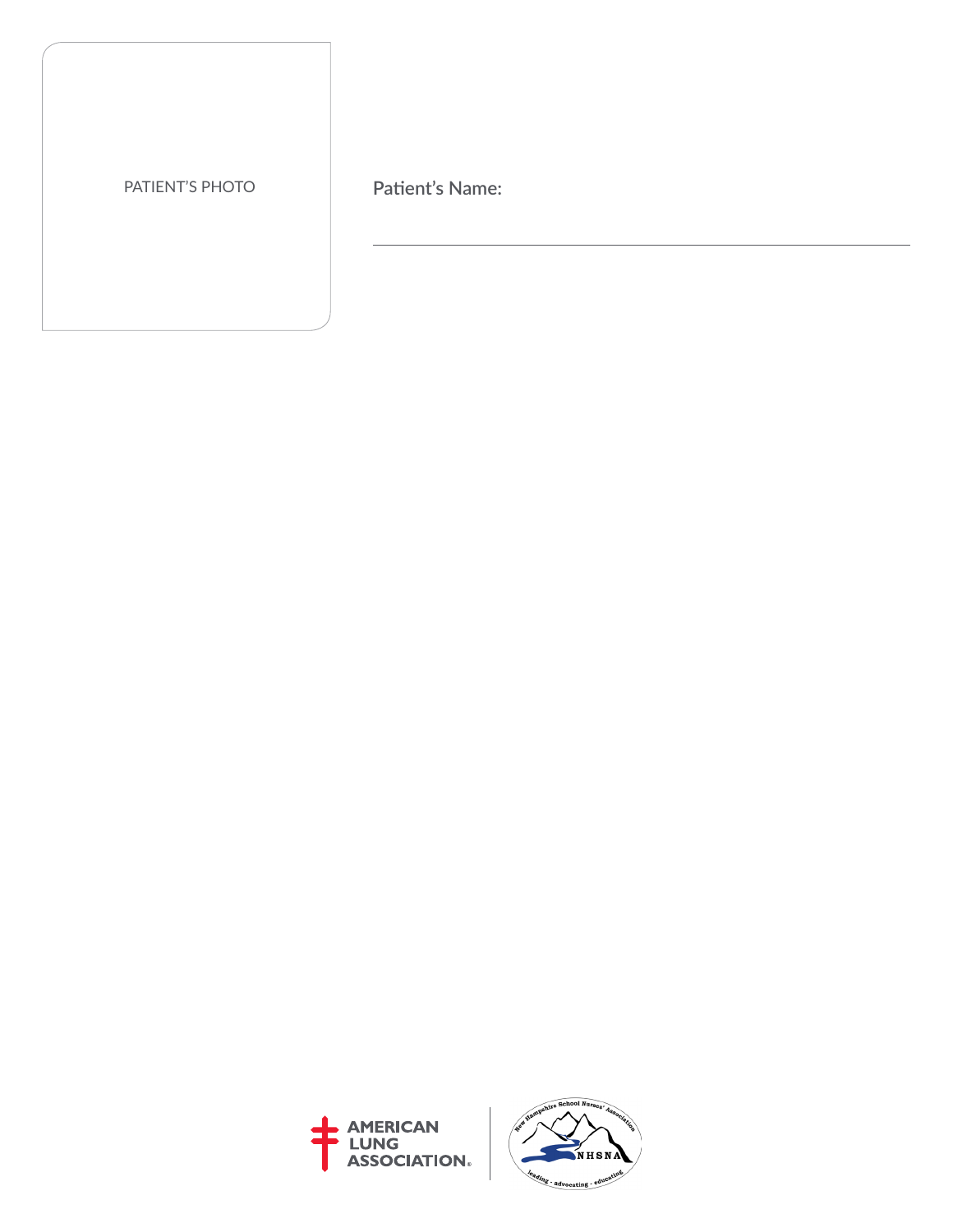PATIENT'S PHOTO

Patient's Name:

AMERICAN LUNG ASSOCIATION.

New Hampshire School Nurses' Association

NHSNA

leading - advocating - educating